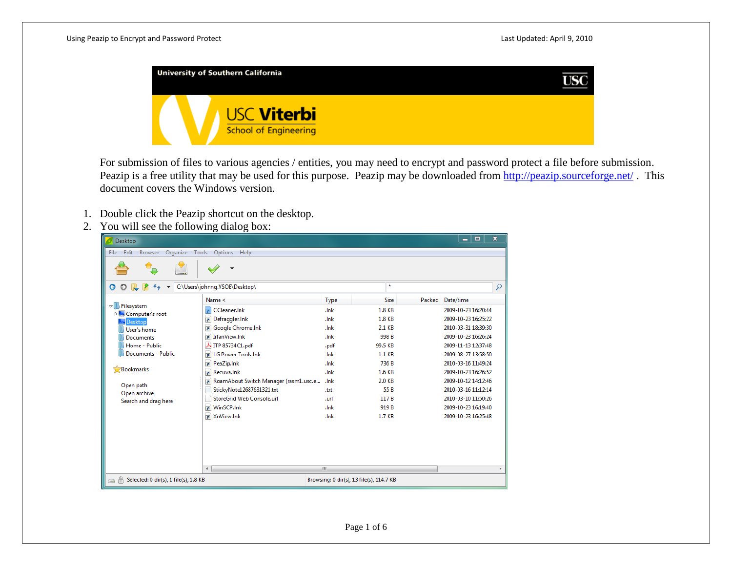For submission of files to various agencies / entities, you may need to encrypt and password protect a file before submission. Peazip is a free utility that may be used for this purpose. Peazip may be downloaded from http://peazip.sourceforge.net/ . This document covers the Windows version.

1. Double click the Peazip shortcut on the desktop.
2. You will see the following dialog box: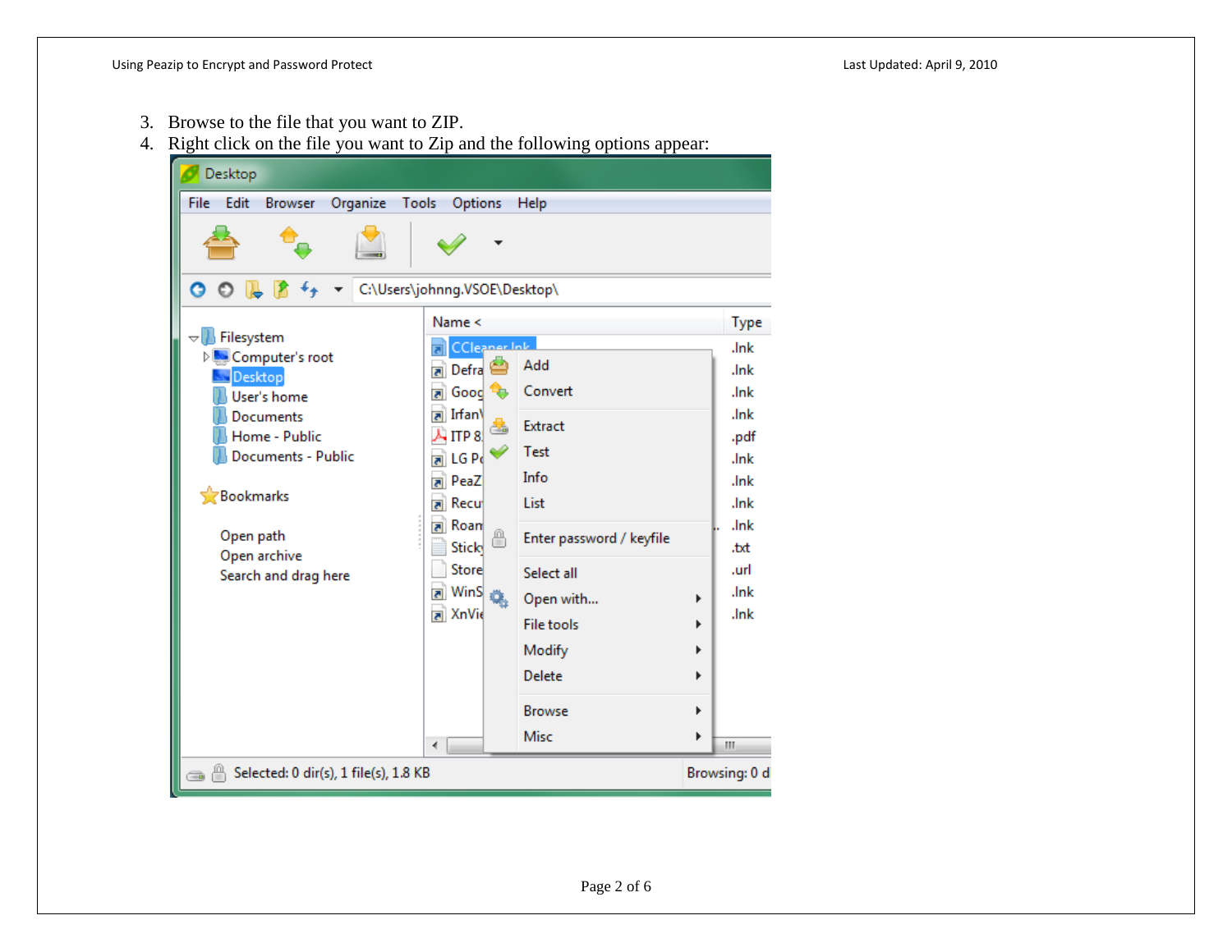3. Browse to the file that you want to ZIP.
4. Right click on the file you want to Zip and the following options appear: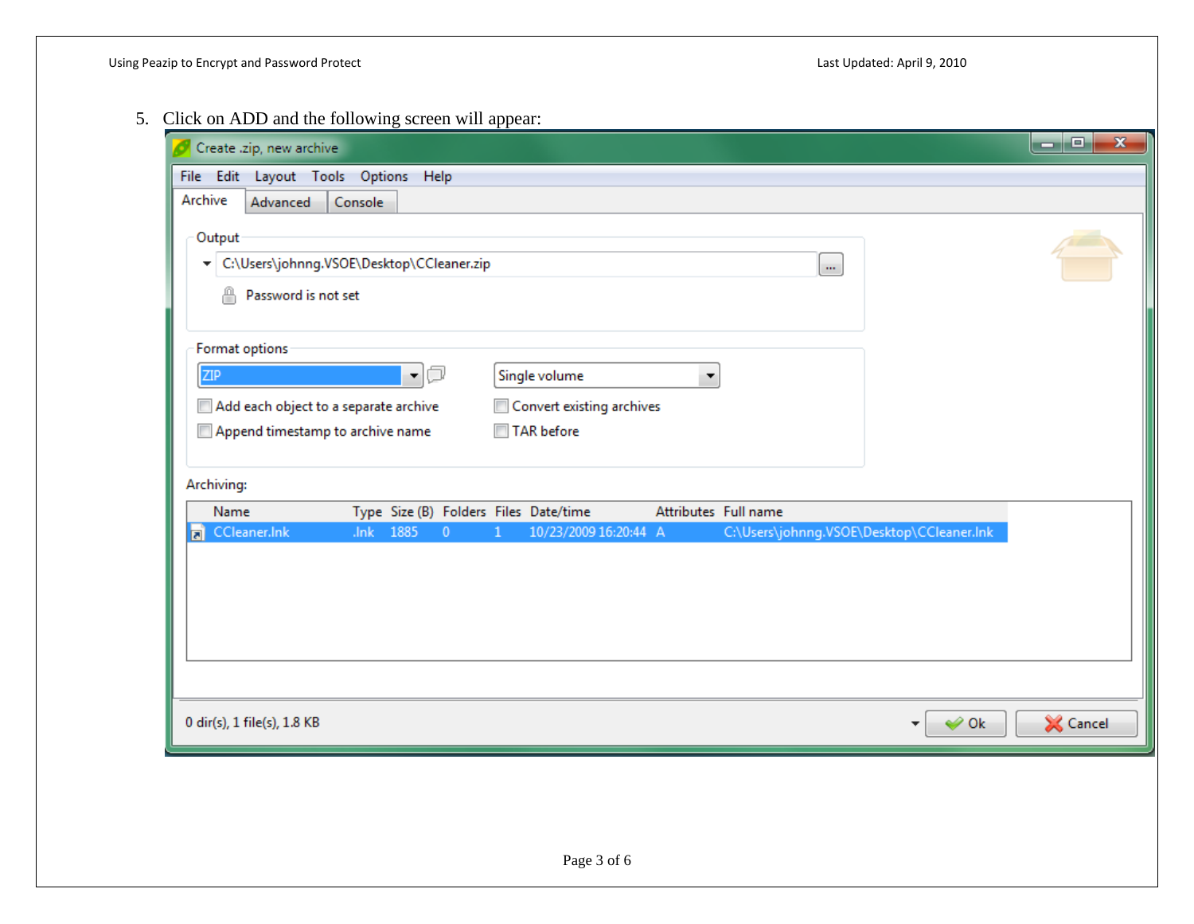5. Click on ADD and the following screen will appear: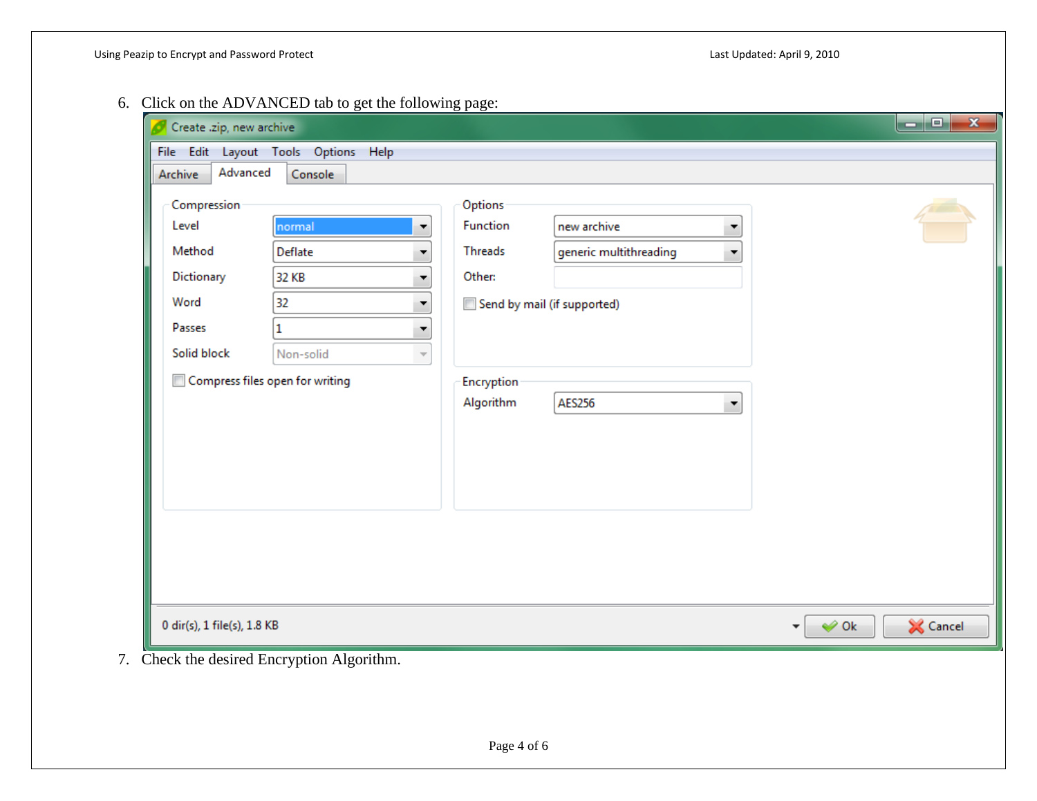6. Click on the ADVANCED tab to get the following page:

7. Check the desired Encryption Algorithm.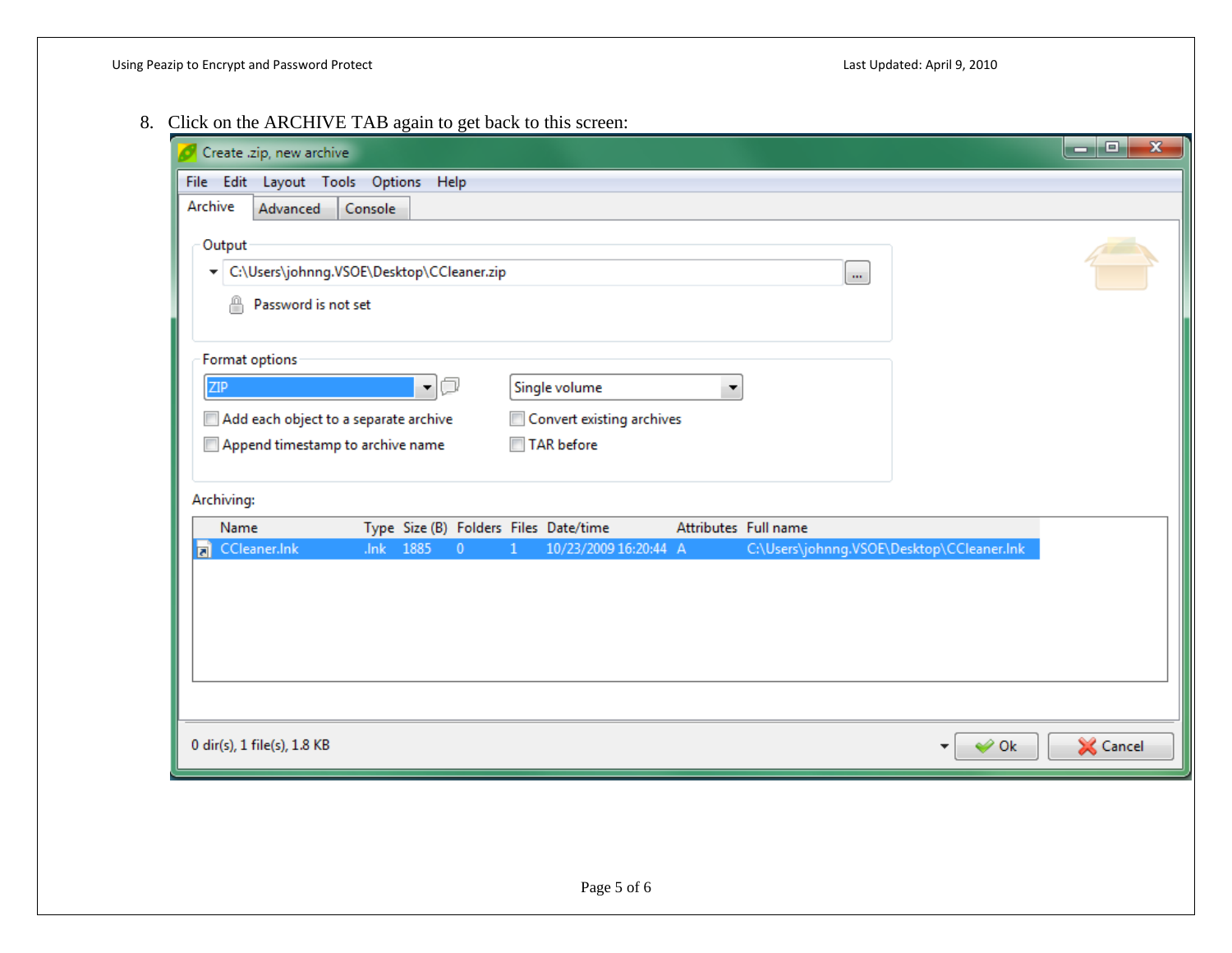8. Click on the ARCHIVE TAB again to get back to this screen: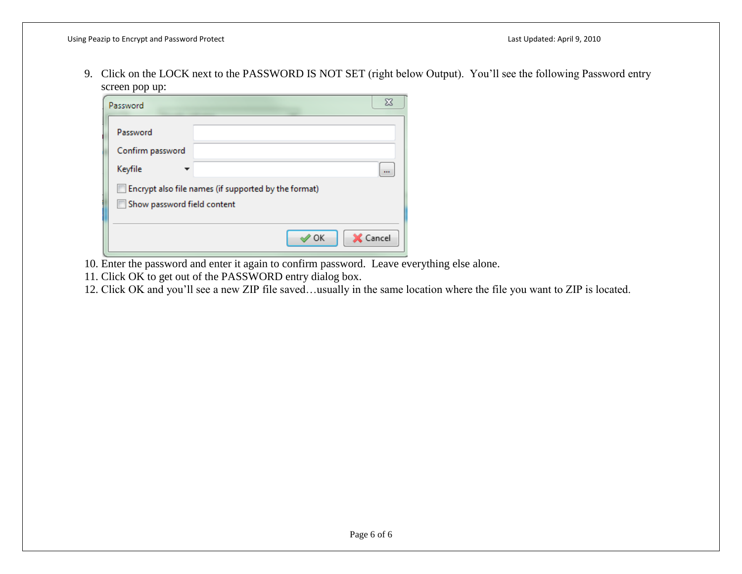9. Click on the LOCK next to the PASSWORD IS NOT SET (right below Output). You'll see the following Password entry screen pop up:

10. Enter the password and enter it again to confirm password. Leave everything else alone.
11. Click OK to get out of the PASSWORD entry dialog box.
12. Click OK and you'll see a new ZIP file saved…usually in the same location where the file you want to ZIP is located.